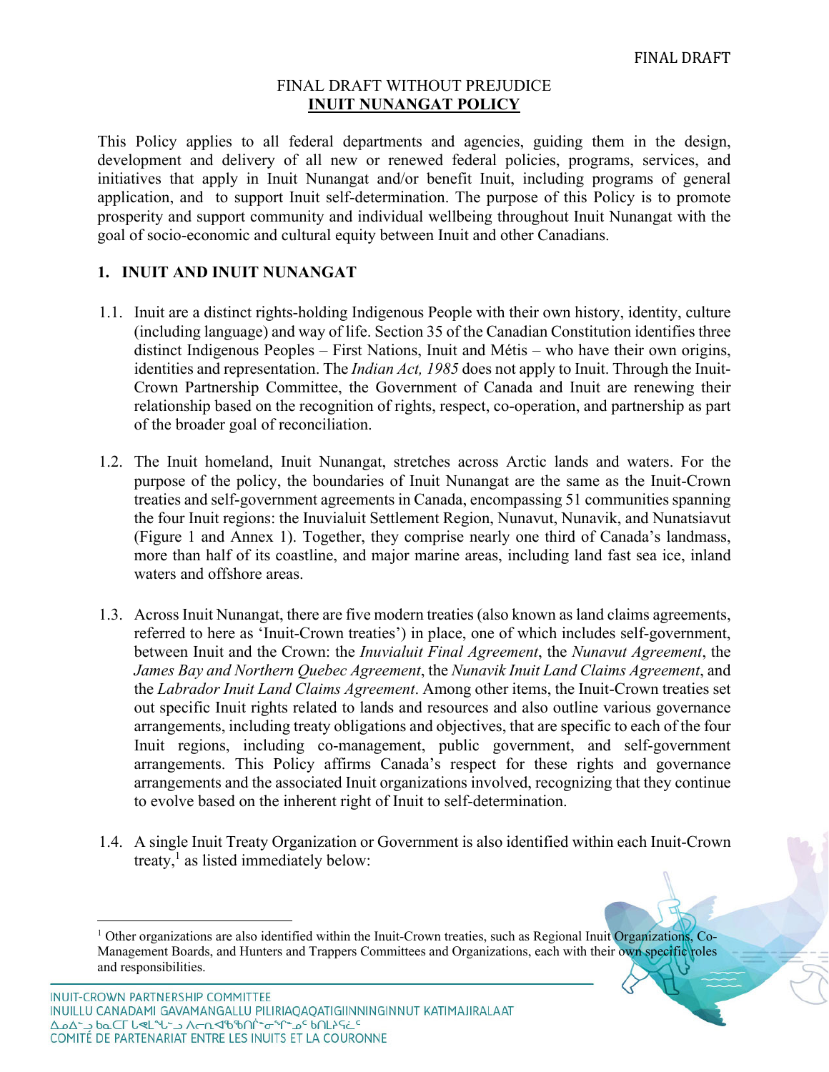FINAL DRAFT WITHOUT PREJUDICE

# INUIT NUNANGAT POLICY

This Policy applies to all federal departments and agencies, guiding them in the design, development and delivery of all new or renewed federal policies, programs, services, and initiatives that apply in Inuit Nunangat and/or benefit Inuit, including programs of general application, and to support Inuit self-determination. The purpose of this Policy is to promote prosperity and support community and individual wellbeing throughout Inuit Nunangat with the goal of socio-economic and cultural equity between Inuit and other Canadians.

## 1. INUIT AND INUIT NUNANGAT

1.1. Inuit are a distinct rights-holding Indigenous People with their own history, identity, culture (including language) and way of life. Section 35 of the Canadian Constitution identifies three distinct Indigenous Peoples – First Nations, Inuit and Métis – who have their own origins, identities and representation. The *Indian Act, 1985* does not apply to Inuit. Through the Inuit-Crown Partnership Committee, the Government of Canada and Inuit are renewing their relationship based on the recognition of rights, respect, co-operation, and partnership as part of the broader goal of reconciliation.

1.2. The Inuit homeland, Inuit Nunangat, stretches across Arctic lands and waters. For the purpose of the policy, the boundaries of Inuit Nunangat are the same as the Inuit-Crown treaties and self-government agreements in Canada, encompassing 51 communities spanning the four Inuit regions: the Inuvialuit Settlement Region, Nunavut, Nunavik, and Nunatsiavut (Figure 1 and Annex 1). Together, they comprise nearly one third of Canada's landmass, more than half of its coastline, and major marine areas, including land fast sea ice, inland waters and offshore areas.

1.3. Across Inuit Nunangat, there are five modern treaties (also known as land claims agreements, referred to here as 'Inuit-Crown treaties') in place, one of which includes self-government, between Inuit and the Crown: the *Inuvialuit Final Agreement*, the *Nunavut Agreement*, the *James Bay and Northern Quebec Agreement*, the *Nunavik Inuit Land Claims Agreement*, and the *Labrador Inuit Land Claims Agreement*. Among other items, the Inuit-Crown treaties set out specific Inuit rights related to lands and resources and also outline various governance arrangements, including treaty obligations and objectives, that are specific to each of the four Inuit regions, including co-management, public government, and self-government arrangements. This Policy affirms Canada's respect for these rights and governance arrangements and the associated Inuit organizations involved, recognizing that they continue to evolve based on the inherent right of Inuit to self-determination.

1.4. A single Inuit Treaty Organization or Government is also identified within each Inuit-Crown treaty,[1] as listed immediately below:

[1] Other organizations are also identified within the Inuit-Crown treaties, such as Regional Inuit Organizations, Co-Management Boards, and Hunters and Trappers Committees and Organizations, each with their own specific roles and responsibilities.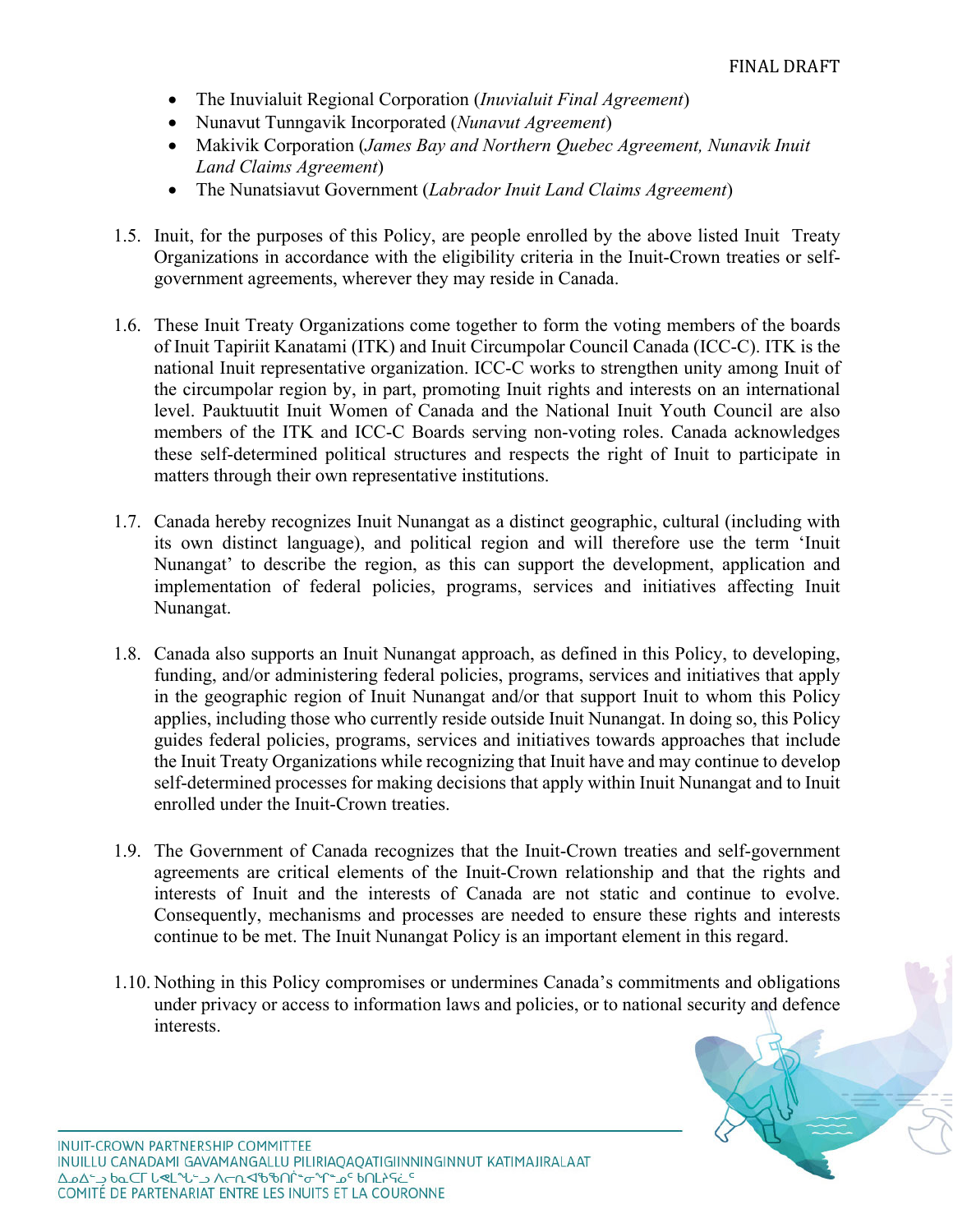- The Inuvialuit Regional Corporation (*Inuvialuit Final Agreement*)
- Nunavut Tunngavik Incorporated (*Nunavut Agreement*)
- Makivik Corporation (*James Bay and Northern Quebec Agreement, Nunavik Inuit Land Claims Agreement*)
- The Nunatsiavut Government (*Labrador Inuit Land Claims Agreement*)

1.5. Inuit, for the purposes of this Policy, are people enrolled by the above listed Inuit Treaty Organizations in accordance with the eligibility criteria in the Inuit-Crown treaties or self-government agreements, wherever they may reside in Canada.

1.6. These Inuit Treaty Organizations come together to form the voting members of the boards of Inuit Tapiriit Kanatami (ITK) and Inuit Circumpolar Council Canada (ICC-C). ITK is the national Inuit representative organization. ICC-C works to strengthen unity among Inuit of the circumpolar region by, in part, promoting Inuit rights and interests on an international level. Pauktuutit Inuit Women of Canada and the National Inuit Youth Council are also members of the ITK and ICC-C Boards serving non-voting roles. Canada acknowledges these self-determined political structures and respects the right of Inuit to participate in matters through their own representative institutions.

1.7. Canada hereby recognizes Inuit Nunangat as a distinct geographic, cultural (including with its own distinct language), and political region and will therefore use the term 'Inuit Nunangat' to describe the region, as this can support the development, application and implementation of federal policies, programs, services and initiatives affecting Inuit Nunangat.

1.8. Canada also supports an Inuit Nunangat approach, as defined in this Policy, to developing, funding, and/or administering federal policies, programs, services and initiatives that apply in the geographic region of Inuit Nunangat and/or that support Inuit to whom this Policy applies, including those who currently reside outside Inuit Nunangat. In doing so, this Policy guides federal policies, programs, services and initiatives towards approaches that include the Inuit Treaty Organizations while recognizing that Inuit have and may continue to develop self-determined processes for making decisions that apply within Inuit Nunangat and to Inuit enrolled under the Inuit-Crown treaties.

1.9. The Government of Canada recognizes that the Inuit-Crown treaties and self-government agreements are critical elements of the Inuit-Crown relationship and that the rights and interests of Inuit and the interests of Canada are not static and continue to evolve. Consequently, mechanisms and processes are needed to ensure these rights and interests continue to be met. The Inuit Nunangat Policy is an important element in this regard.

1.10. Nothing in this Policy compromises or undermines Canada's commitments and obligations under privacy or access to information laws and policies, or to national security and defence interests.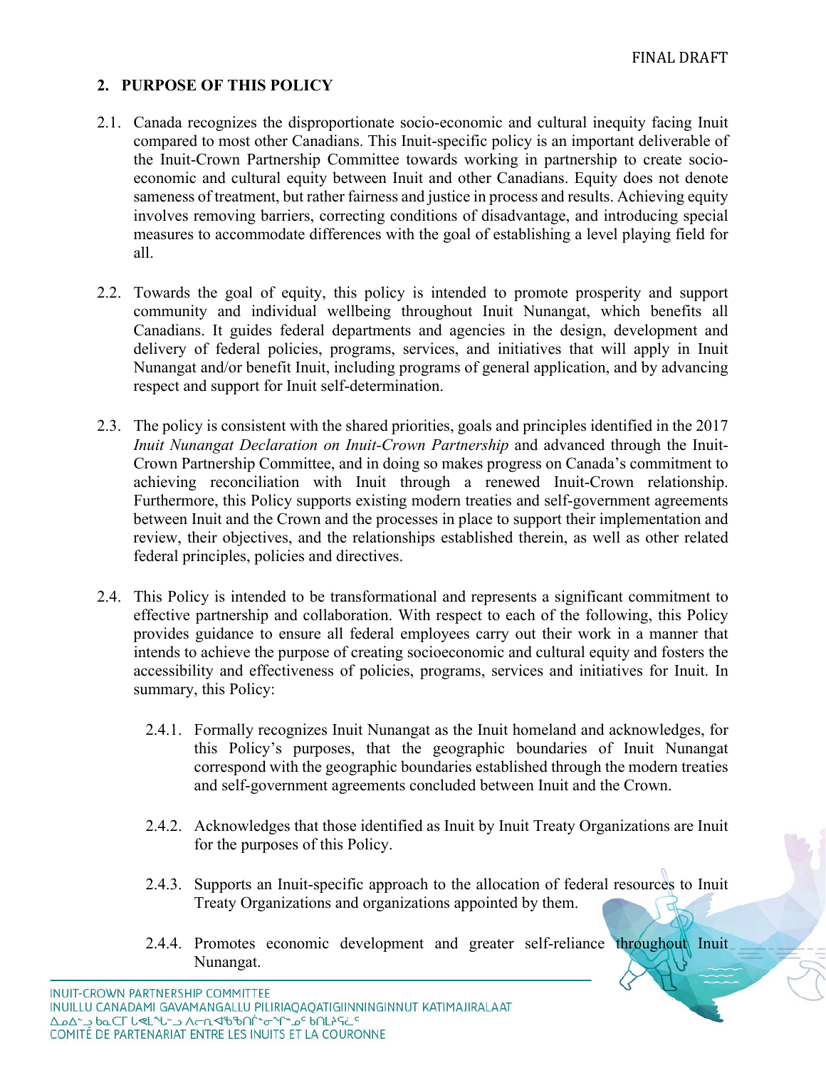## 2. PURPOSE OF THIS POLICY

2.1. Canada recognizes the disproportionate socio-economic and cultural inequity facing Inuit compared to most other Canadians. This Inuit-specific policy is an important deliverable of the Inuit-Crown Partnership Committee towards working in partnership to create socio-economic and cultural equity between Inuit and other Canadians. Equity does not denote sameness of treatment, but rather fairness and justice in process and results. Achieving equity involves removing barriers, correcting conditions of disadvantage, and introducing special measures to accommodate differences with the goal of establishing a level playing field for all.

2.2. Towards the goal of equity, this policy is intended to promote prosperity and support community and individual wellbeing throughout Inuit Nunangat, which benefits all Canadians. It guides federal departments and agencies in the design, development and delivery of federal policies, programs, services, and initiatives that will apply in Inuit Nunangat and/or benefit Inuit, including programs of general application, and by advancing respect and support for Inuit self-determination.

2.3. The policy is consistent with the shared priorities, goals and principles identified in the 2017 *Inuit Nunangat Declaration on Inuit-Crown Partnership* and advanced through the Inuit-Crown Partnership Committee, and in doing so makes progress on Canada's commitment to achieving reconciliation with Inuit through a renewed Inuit-Crown relationship. Furthermore, this Policy supports existing modern treaties and self-government agreements between Inuit and the Crown and the processes in place to support their implementation and review, their objectives, and the relationships established therein, as well as other related federal principles, policies and directives.

2.4. This Policy is intended to be transformational and represents a significant commitment to effective partnership and collaboration. With respect to each of the following, this Policy provides guidance to ensure all federal employees carry out their work in a manner that intends to achieve the purpose of creating socioeconomic and cultural equity and fosters the accessibility and effectiveness of policies, programs, services and initiatives for Inuit. In summary, this Policy:

2.4.1. Formally recognizes Inuit Nunangat as the Inuit homeland and acknowledges, for this Policy's purposes, that the geographic boundaries of Inuit Nunangat correspond with the geographic boundaries established through the modern treaties and self-government agreements concluded between Inuit and the Crown.

2.4.2. Acknowledges that those identified as Inuit by Inuit Treaty Organizations are Inuit for the purposes of this Policy.

2.4.3. Supports an Inuit-specific approach to the allocation of federal resources to Inuit Treaty Organizations and organizations appointed by them.

2.4.4. Promotes economic development and greater self-reliance throughout Inuit Nunangat.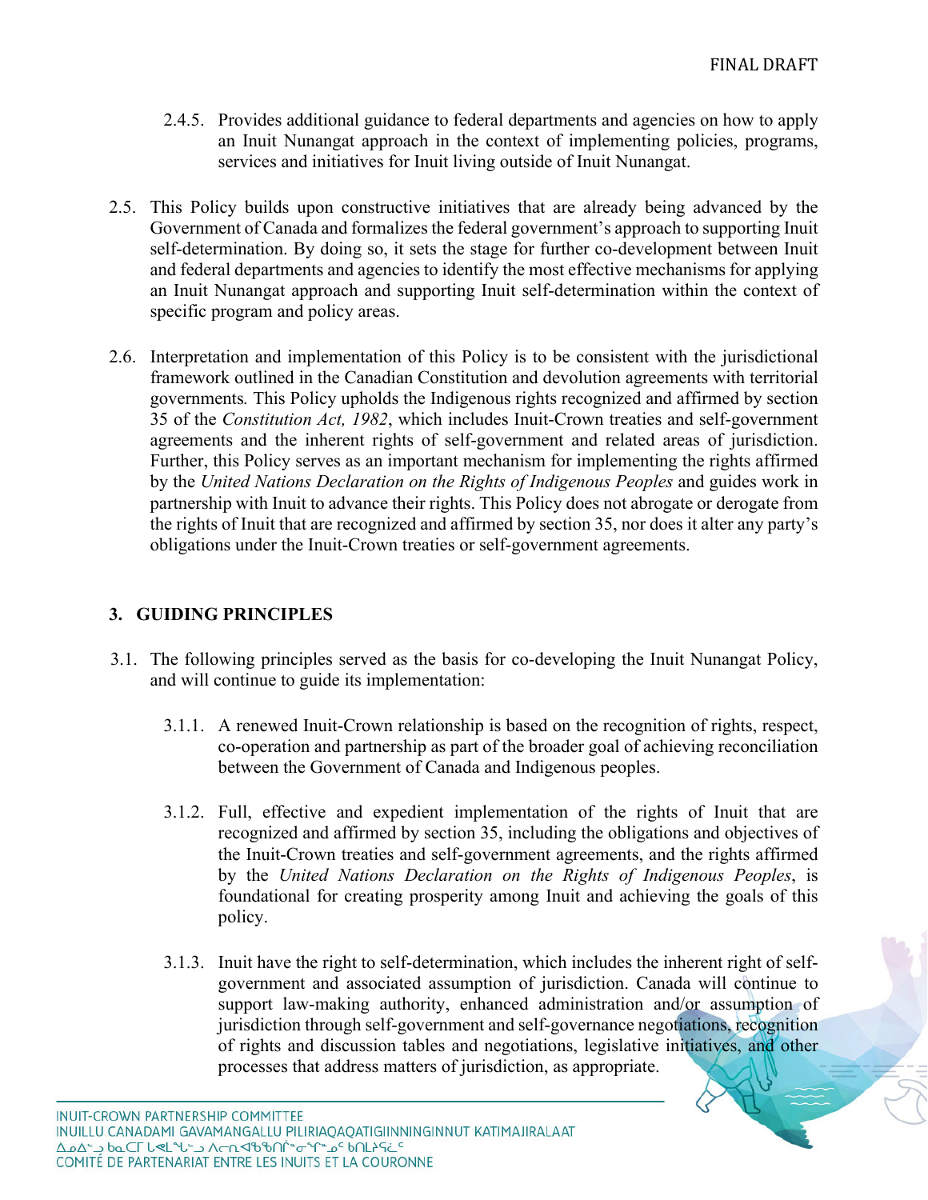2.4.5. Provides additional guidance to federal departments and agencies on how to apply an Inuit Nunangat approach in the context of implementing policies, programs, services and initiatives for Inuit living outside of Inuit Nunangat.

2.5. This Policy builds upon constructive initiatives that are already being advanced by the Government of Canada and formalizes the federal government's approach to supporting Inuit self-determination. By doing so, it sets the stage for further co-development between Inuit and federal departments and agencies to identify the most effective mechanisms for applying an Inuit Nunangat approach and supporting Inuit self-determination within the context of specific program and policy areas.

2.6. Interpretation and implementation of this Policy is to be consistent with the jurisdictional framework outlined in the Canadian Constitution and devolution agreements with territorial governments. This Policy upholds the Indigenous rights recognized and affirmed by section 35 of the *Constitution Act, 1982*, which includes Inuit-Crown treaties and self-government agreements and the inherent rights of self-government and related areas of jurisdiction. Further, this Policy serves as an important mechanism for implementing the rights affirmed by the *United Nations Declaration on the Rights of Indigenous Peoples* and guides work in partnership with Inuit to advance their rights. This Policy does not abrogate or derogate from the rights of Inuit that are recognized and affirmed by section 35, nor does it alter any party's obligations under the Inuit-Crown treaties or self-government agreements.

## 3. GUIDING PRINCIPLES

3.1. The following principles served as the basis for co-developing the Inuit Nunangat Policy, and will continue to guide its implementation:

3.1.1. A renewed Inuit-Crown relationship is based on the recognition of rights, respect, co-operation and partnership as part of the broader goal of achieving reconciliation between the Government of Canada and Indigenous peoples.

3.1.2. Full, effective and expedient implementation of the rights of Inuit that are recognized and affirmed by section 35, including the obligations and objectives of the Inuit-Crown treaties and self-government agreements, and the rights affirmed by the *United Nations Declaration on the Rights of Indigenous Peoples*, is foundational for creating prosperity among Inuit and achieving the goals of this policy.

3.1.3. Inuit have the right to self-determination, which includes the inherent right of self-government and associated assumption of jurisdiction. Canada will continue to support law-making authority, enhanced administration and/or assumption of jurisdiction through self-government and self-governance negotiations, recognition of rights and discussion tables and negotiations, legislative initiatives, and other processes that address matters of jurisdiction, as appropriate.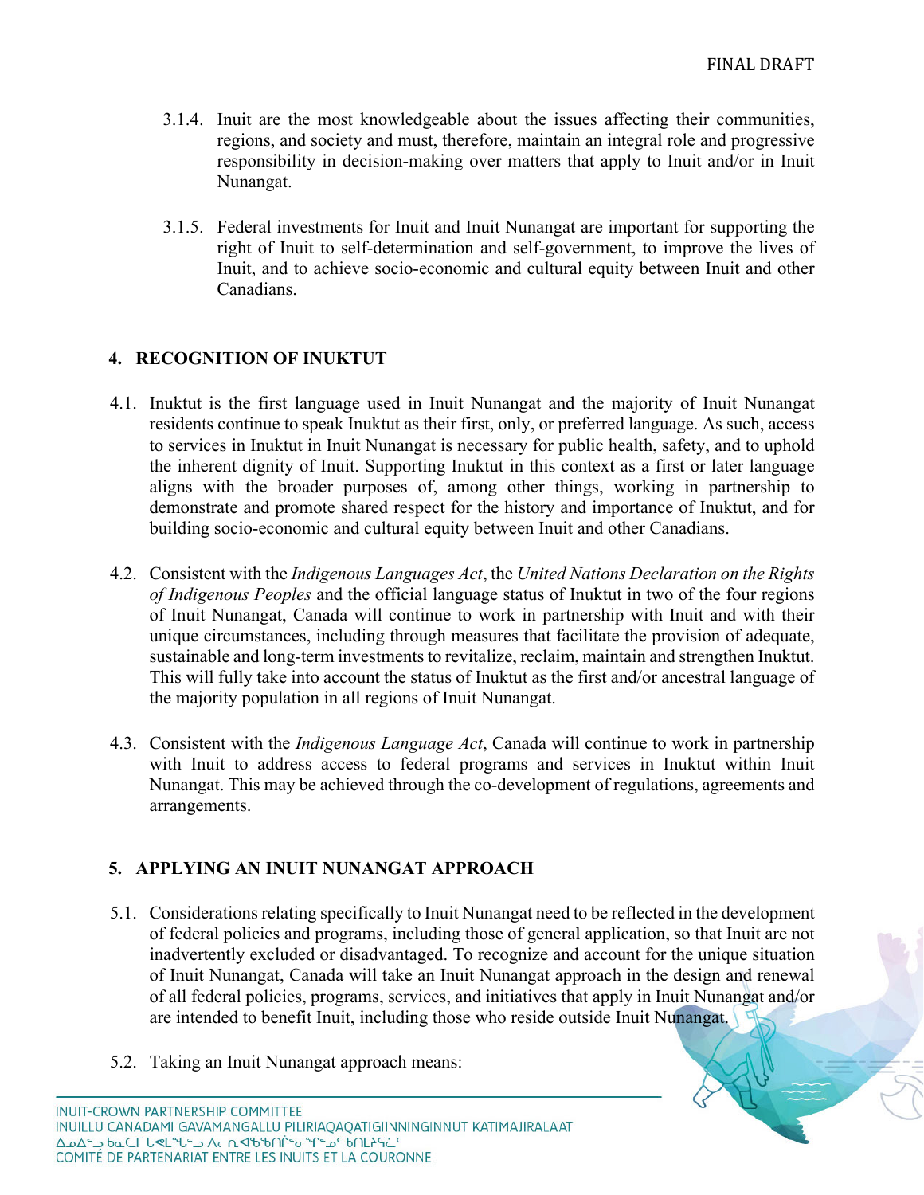3.1.4. Inuit are the most knowledgeable about the issues affecting their communities, regions, and society and must, therefore, maintain an integral role and progressive responsibility in decision-making over matters that apply to Inuit and/or in Inuit Nunangat.

3.1.5. Federal investments for Inuit and Inuit Nunangat are important for supporting the right of Inuit to self-determination and self-government, to improve the lives of Inuit, and to achieve socio-economic and cultural equity between Inuit and other Canadians.

## 4. RECOGNITION OF INUKTUT

4.1. Inuktut is the first language used in Inuit Nunangat and the majority of Inuit Nunangat residents continue to speak Inuktut as their first, only, or preferred language. As such, access to services in Inuktut in Inuit Nunangat is necessary for public health, safety, and to uphold the inherent dignity of Inuit. Supporting Inuktut in this context as a first or later language aligns with the broader purposes of, among other things, working in partnership to demonstrate and promote shared respect for the history and importance of Inuktut, and for building socio-economic and cultural equity between Inuit and other Canadians.

4.2. Consistent with the *Indigenous Languages Act*, the *United Nations Declaration on the Rights of Indigenous Peoples* and the official language status of Inuktut in two of the four regions of Inuit Nunangat, Canada will continue to work in partnership with Inuit and with their unique circumstances, including through measures that facilitate the provision of adequate, sustainable and long-term investments to revitalize, reclaim, maintain and strengthen Inuktut. This will fully take into account the status of Inuktut as the first and/or ancestral language of the majority population in all regions of Inuit Nunangat.

4.3. Consistent with the *Indigenous Language Act*, Canada will continue to work in partnership with Inuit to address access to federal programs and services in Inuktut within Inuit Nunangat. This may be achieved through the co-development of regulations, agreements and arrangements.

## 5. APPLYING AN INUIT NUNANGAT APPROACH

5.1. Considerations relating specifically to Inuit Nunangat need to be reflected in the development of federal policies and programs, including those of general application, so that Inuit are not inadvertently excluded or disadvantaged. To recognize and account for the unique situation of Inuit Nunangat, Canada will take an Inuit Nunangat approach in the design and renewal of all federal policies, programs, services, and initiatives that apply in Inuit Nunangat and/or are intended to benefit Inuit, including those who reside outside Inuit Nunangat.

5.2. Taking an Inuit Nunangat approach means: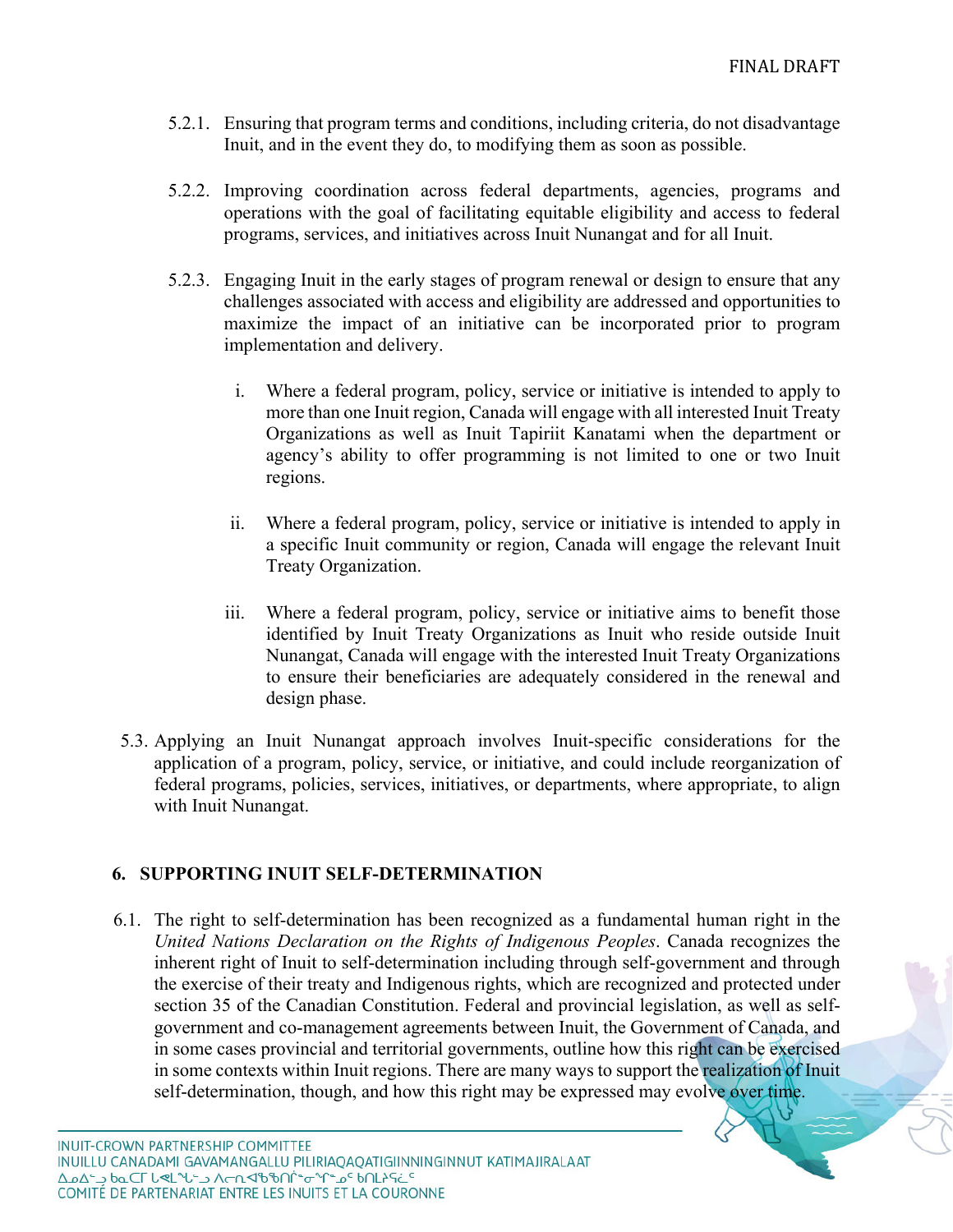5.2.1. Ensuring that program terms and conditions, including criteria, do not disadvantage Inuit, and in the event they do, to modifying them as soon as possible.

5.2.2. Improving coordination across federal departments, agencies, programs and operations with the goal of facilitating equitable eligibility and access to federal programs, services, and initiatives across Inuit Nunangat and for all Inuit.

5.2.3. Engaging Inuit in the early stages of program renewal or design to ensure that any challenges associated with access and eligibility are addressed and opportunities to maximize the impact of an initiative can be incorporated prior to program implementation and delivery.

i. Where a federal program, policy, service or initiative is intended to apply to more than one Inuit region, Canada will engage with all interested Inuit Treaty Organizations as well as Inuit Tapiriit Kanatami when the department or agency's ability to offer programming is not limited to one or two Inuit regions.

ii. Where a federal program, policy, service or initiative is intended to apply in a specific Inuit community or region, Canada will engage the relevant Inuit Treaty Organization.

iii. Where a federal program, policy, service or initiative aims to benefit those identified by Inuit Treaty Organizations as Inuit who reside outside Inuit Nunangat, Canada will engage with the interested Inuit Treaty Organizations to ensure their beneficiaries are adequately considered in the renewal and design phase.

5.3. Applying an Inuit Nunangat approach involves Inuit-specific considerations for the application of a program, policy, service, or initiative, and could include reorganization of federal programs, policies, services, initiatives, or departments, where appropriate, to align with Inuit Nunangat.

## 6. SUPPORTING INUIT SELF-DETERMINATION

6.1. The right to self-determination has been recognized as a fundamental human right in the *United Nations Declaration on the Rights of Indigenous Peoples*. Canada recognizes the inherent right of Inuit to self-determination including through self-government and through the exercise of their treaty and Indigenous rights, which are recognized and protected under section 35 of the Canadian Constitution. Federal and provincial legislation, as well as self-government and co-management agreements between Inuit, the Government of Canada, and in some cases provincial and territorial governments, outline how this right can be exercised in some contexts within Inuit regions. There are many ways to support the realization of Inuit self-determination, though, and how this right may be expressed may evolve over time.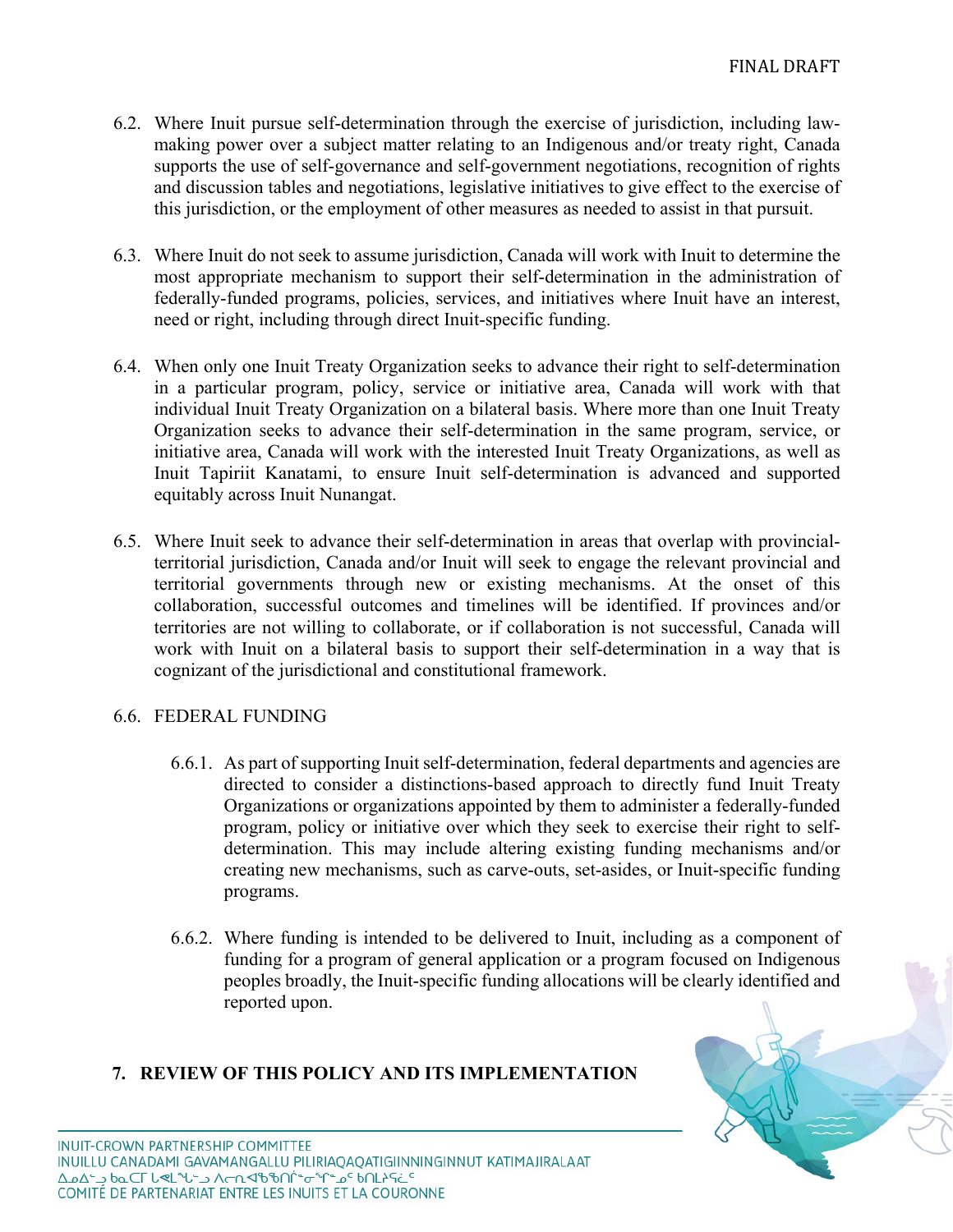6.2. Where Inuit pursue self-determination through the exercise of jurisdiction, including law-making power over a subject matter relating to an Indigenous and/or treaty right, Canada supports the use of self-governance and self-government negotiations, recognition of rights and discussion tables and negotiations, legislative initiatives to give effect to the exercise of this jurisdiction, or the employment of other measures as needed to assist in that pursuit.

6.3. Where Inuit do not seek to assume jurisdiction, Canada will work with Inuit to determine the most appropriate mechanism to support their self-determination in the administration of federally-funded programs, policies, services, and initiatives where Inuit have an interest, need or right, including through direct Inuit-specific funding.

6.4. When only one Inuit Treaty Organization seeks to advance their right to self-determination in a particular program, policy, service or initiative area, Canada will work with that individual Inuit Treaty Organization on a bilateral basis. Where more than one Inuit Treaty Organization seeks to advance their self-determination in the same program, service, or initiative area, Canada will work with the interested Inuit Treaty Organizations, as well as Inuit Tapiriit Kanatami, to ensure Inuit self-determination is advanced and supported equitably across Inuit Nunangat.

6.5. Where Inuit seek to advance their self-determination in areas that overlap with provincial-territorial jurisdiction, Canada and/or Inuit will seek to engage the relevant provincial and territorial governments through new or existing mechanisms. At the onset of this collaboration, successful outcomes and timelines will be identified. If provinces and/or territories are not willing to collaborate, or if collaboration is not successful, Canada will work with Inuit on a bilateral basis to support their self-determination in a way that is cognizant of the jurisdictional and constitutional framework.

6.6. FEDERAL FUNDING

6.6.1. As part of supporting Inuit self-determination, federal departments and agencies are directed to consider a distinctions-based approach to directly fund Inuit Treaty Organizations or organizations appointed by them to administer a federally-funded program, policy or initiative over which they seek to exercise their right to self-determination. This may include altering existing funding mechanisms and/or creating new mechanisms, such as carve-outs, set-asides, or Inuit-specific funding programs.

6.6.2. Where funding is intended to be delivered to Inuit, including as a component of funding for a program of general application or a program focused on Indigenous peoples broadly, the Inuit-specific funding allocations will be clearly identified and reported upon.

## 7. REVIEW OF THIS POLICY AND ITS IMPLEMENTATION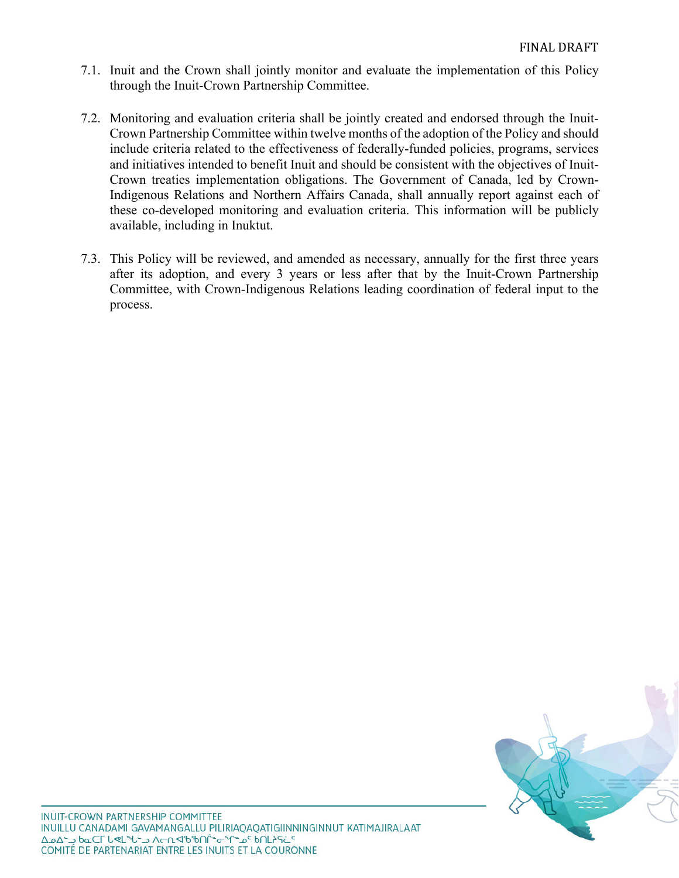7.1. Inuit and the Crown shall jointly monitor and evaluate the implementation of this Policy through the Inuit-Crown Partnership Committee.

7.2. Monitoring and evaluation criteria shall be jointly created and endorsed through the Inuit-Crown Partnership Committee within twelve months of the adoption of the Policy and should include criteria related to the effectiveness of federally-funded policies, programs, services and initiatives intended to benefit Inuit and should be consistent with the objectives of Inuit-Crown treaties implementation obligations. The Government of Canada, led by Crown-Indigenous Relations and Northern Affairs Canada, shall annually report against each of these co-developed monitoring and evaluation criteria. This information will be publicly available, including in Inuktut.

7.3. This Policy will be reviewed, and amended as necessary, annually for the first three years after its adoption, and every 3 years or less after that by the Inuit-Crown Partnership Committee, with Crown-Indigenous Relations leading coordination of federal input to the process.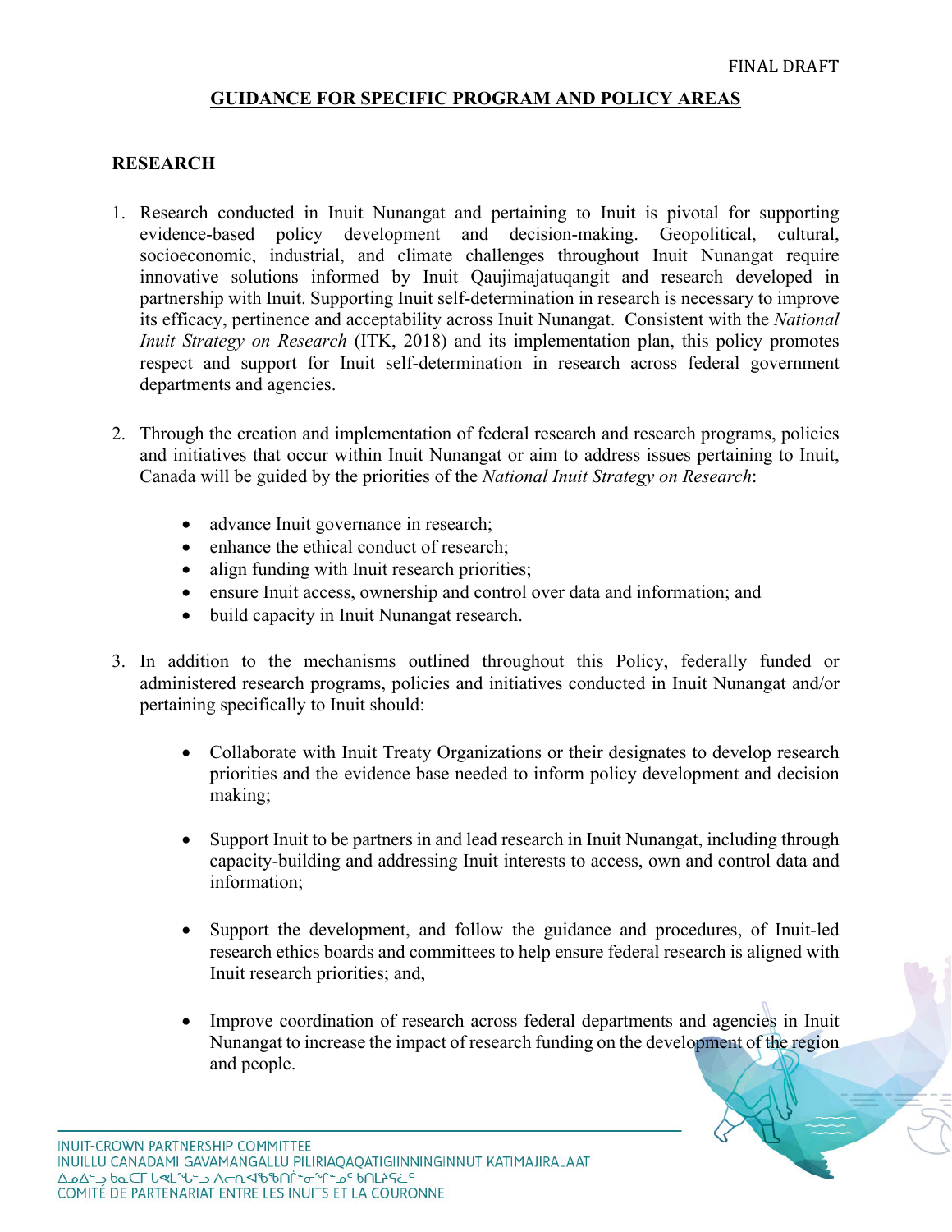## GUIDANCE FOR SPECIFIC PROGRAM AND POLICY AREAS

### RESEARCH

1. Research conducted in Inuit Nunangat and pertaining to Inuit is pivotal for supporting evidence-based policy development and decision-making. Geopolitical, cultural, socioeconomic, industrial, and climate challenges throughout Inuit Nunangat require innovative solutions informed by Inuit Qaujimajatuqangit and research developed in partnership with Inuit. Supporting Inuit self-determination in research is necessary to improve its efficacy, pertinence and acceptability across Inuit Nunangat. Consistent with the *National Inuit Strategy on Research* (ITK, 2018) and its implementation plan, this policy promotes respect and support for Inuit self-determination in research across federal government departments and agencies.

2. Through the creation and implementation of federal research and research programs, policies and initiatives that occur within Inuit Nunangat or aim to address issues pertaining to Inuit, Canada will be guided by the priorities of the *National Inuit Strategy on Research*:

   - advance Inuit governance in research;
   - enhance the ethical conduct of research;
   - align funding with Inuit research priorities;
   - ensure Inuit access, ownership and control over data and information; and
   - build capacity in Inuit Nunangat research.

3. In addition to the mechanisms outlined throughout this Policy, federally funded or administered research programs, policies and initiatives conducted in Inuit Nunangat and/or pertaining specifically to Inuit should:

   - Collaborate with Inuit Treaty Organizations or their designates to develop research priorities and the evidence base needed to inform policy development and decision making;

   - Support Inuit to be partners in and lead research in Inuit Nunangat, including through capacity-building and addressing Inuit interests to access, own and control data and information;

   - Support the development, and follow the guidance and procedures, of Inuit-led research ethics boards and committees to help ensure federal research is aligned with Inuit research priorities; and,

   - Improve coordination of research across federal departments and agencies in Inuit Nunangat to increase the impact of research funding on the development of the region and people.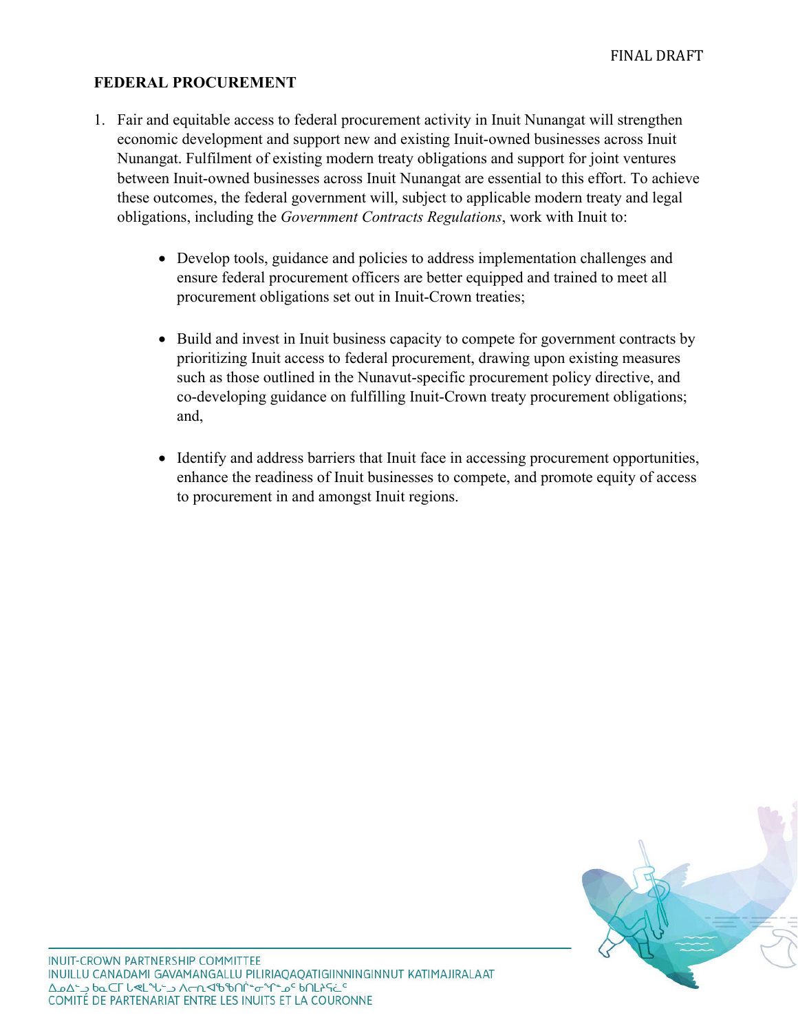**FEDERAL PROCUREMENT**

1. Fair and equitable access to federal procurement activity in Inuit Nunangat will strengthen economic development and support new and existing Inuit-owned businesses across Inuit Nunangat. Fulfilment of existing modern treaty obligations and support for joint ventures between Inuit-owned businesses across Inuit Nunangat are essential to this effort. To achieve these outcomes, the federal government will, subject to applicable modern treaty and legal obligations, including the *Government Contracts Regulations*, work with Inuit to:

    - Develop tools, guidance and policies to address implementation challenges and ensure federal procurement officers are better equipped and trained to meet all procurement obligations set out in Inuit-Crown treaties;

    - Build and invest in Inuit business capacity to compete for government contracts by prioritizing Inuit access to federal procurement, drawing upon existing measures such as those outlined in the Nunavut-specific procurement policy directive, and co-developing guidance on fulfilling Inuit-Crown treaty procurement obligations; and,

    - Identify and address barriers that Inuit face in accessing procurement opportunities, enhance the readiness of Inuit businesses to compete, and promote equity of access to procurement in and amongst Inuit regions.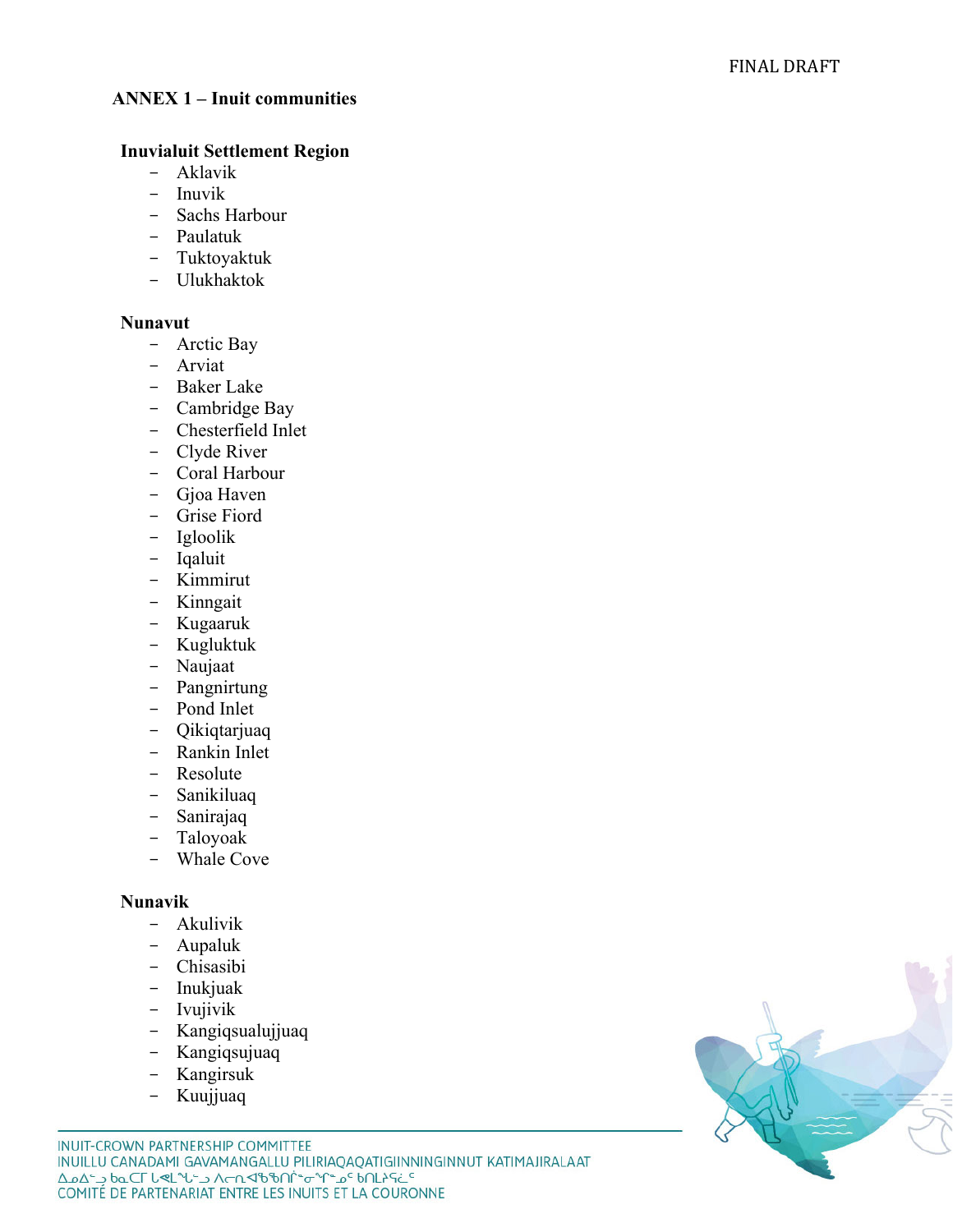## ANNEX 1 – Inuit communities

### Inuvialuit Settlement Region

- Aklavik
- Inuvik
- Sachs Harbour
- Paulatuk
- Tuktoyaktuk
- Ulukhaktok

### Nunavut

- Arctic Bay
- Arviat
- Baker Lake
- Cambridge Bay
- Chesterfield Inlet
- Clyde River
- Coral Harbour
- Gjoa Haven
- Grise Fiord
- Igloolik
- Iqaluit
- Kimmirut
- Kinngait
- Kugaaruk
- Kugluktuk
- Naujaat
- Pangnirtung
- Pond Inlet
- Qikiqtarjuaq
- Rankin Inlet
- Resolute
- Sanikiluaq
- Sanirajaq
- Taloyoak
- Whale Cove

### Nunavik

- Akulivik
- Aupaluk
- Chisasibi
- Inukjuak
- Ivujivik
- Kangiqsualujjuaq
- Kangiqsujuaq
- Kangirsuk
- Kuujjuaq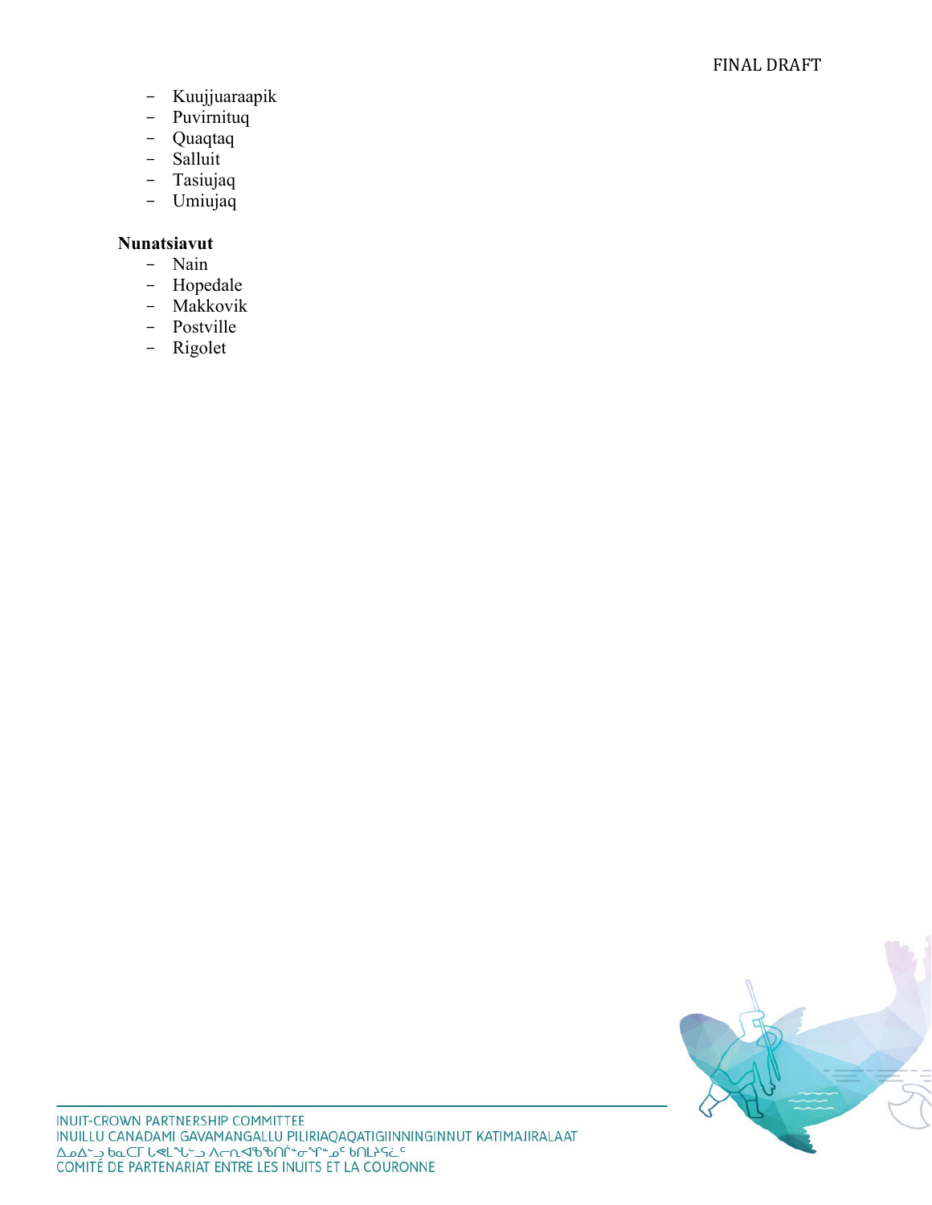- Kuujjuaraapik
- Puvirnituq
- Quaqtaq
- Salluit
- Tasiujaq
- Umiujaq

**Nunatsiavut**

- Nain
- Hopedale
- Makkovik
- Postville
- Rigolet